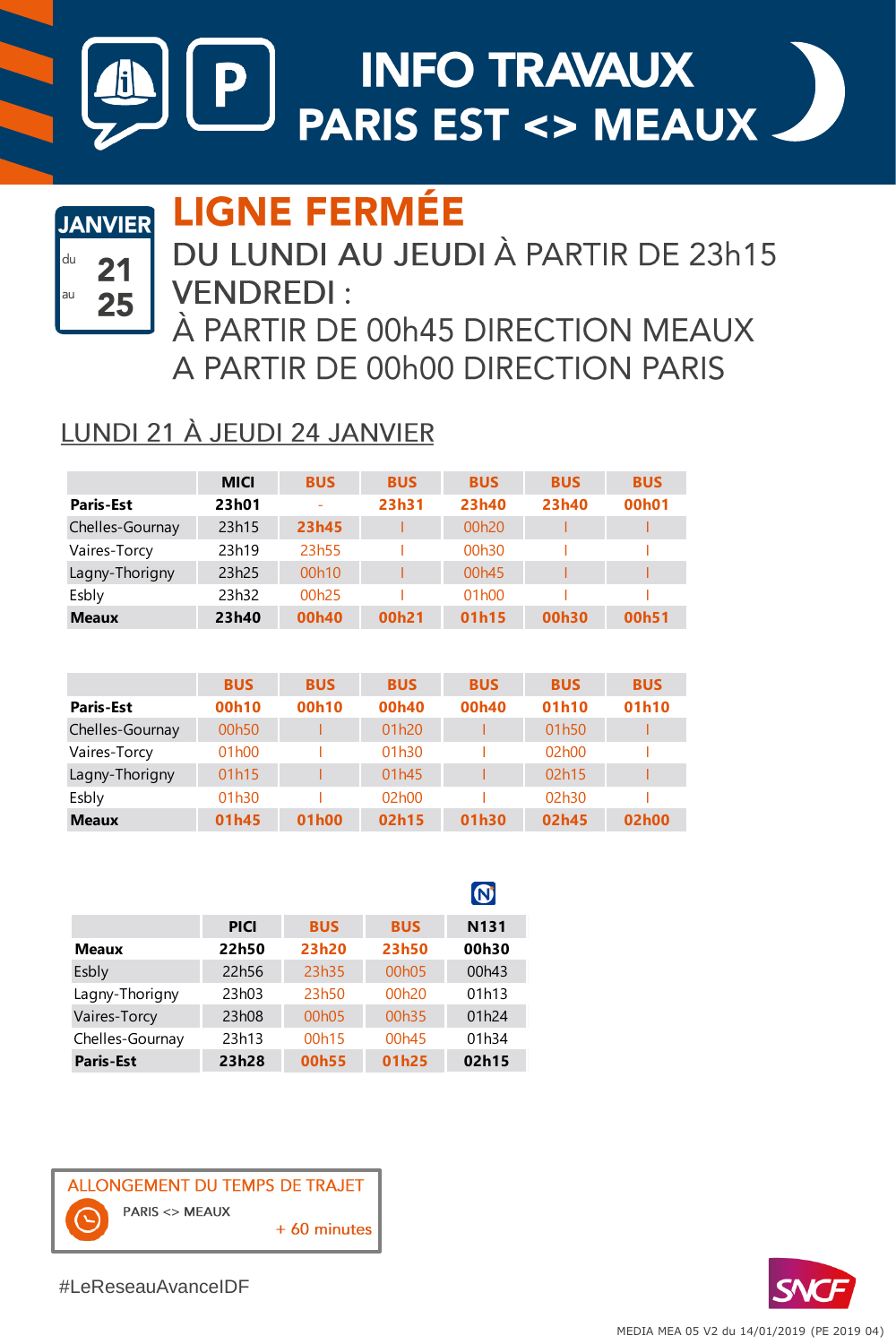# INFO TRAVAUX
# PARIS EST <> MEAUX

JANVIER
du 21
au 25

## LIGNE FERMÉE

DU LUNDI AU JEUDI À PARTIR DE 23h15
VENDREDI :
À PARTIR DE 00h45 DIRECTION MEAUX
A PARTIR DE 00h00 DIRECTION PARIS

### LUNDI 21 À JEUDI 24 JANVIER

| | MICI | BUS | BUS | BUS | BUS | BUS |
|---|---|---|---|---|---|---|
| **Paris-Est** | **23h01** | - | **23h31** | **23h40** | **23h40** | **00h01** |
| Chelles-Gournay | 23h15 | **23h45** | I | 00h20 | I | I |
| Vaires-Torcy | 23h19 | 23h55 | I | 00h30 | I | I |
| Lagny-Thorigny | 23h25 | 00h10 | I | 00h45 | I | I |
| Esbly | 23h32 | 00h25 | I | 01h00 | I | I |
| **Meaux** | **23h40** | **00h40** | **00h21** | **01h15** | **00h30** | **00h51** |

| | BUS | BUS | BUS | BUS | BUS | BUS |
|---|---|---|---|---|---|---|
| **Paris-Est** | **00h10** | **00h10** | **00h40** | **00h40** | **01h10** | **01h10** |
| Chelles-Gournay | 00h50 | I | 01h20 | I | 01h50 | I |
| Vaires-Torcy | 01h00 | I | 01h30 | I | 02h00 | I |
| Lagny-Thorigny | 01h15 | I | 01h45 | I | 02h15 | I |
| Esbly | 01h30 | I | 02h00 | I | 02h30 | I |
| **Meaux** | **01h45** | **01h00** | **02h15** | **01h30** | **02h45** | **02h00** |

| | PICI | BUS | BUS | N131 |
|---|---|---|---|---|
| **Meaux** | **22h50** | **23h20** | **23h50** | **00h30** |
| Esbly | 22h56 | 23h35 | 00h05 | 00h43 |
| Lagny-Thorigny | 23h03 | 23h50 | 00h20 | 01h13 |
| Vaires-Torcy | 23h08 | 00h05 | 00h35 | 01h24 |
| Chelles-Gournay | 23h13 | 00h15 | 00h45 | 01h34 |
| **Paris-Est** | **23h28** | **00h55** | **01h25** | **02h15** |

ALLONGEMENT DU TEMPS DE TRAJET
PARIS <> MEAUX
+ 60 minutes

#LeReseauAvanceIDF

MEDIA MEA 05 V2 du 14/01/2019 (PE 2019 04)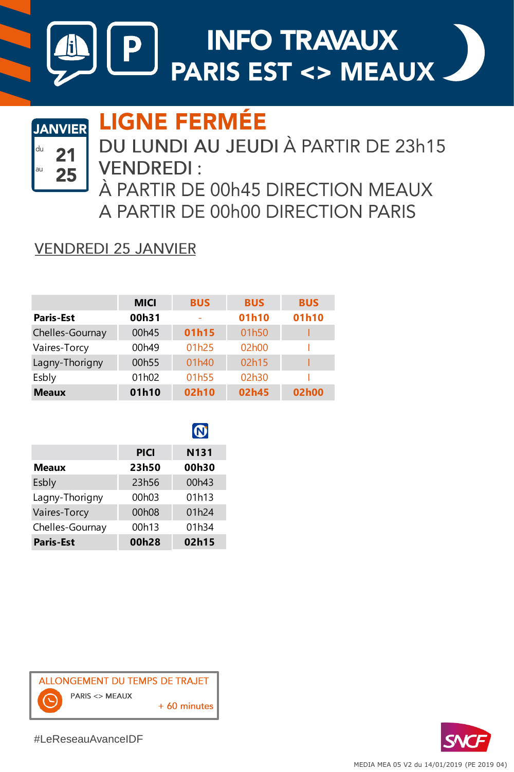# INFO TRAVAUX
# PARIS EST <> MEAUX

JANVIER du 21 au 25

## LIGNE FERMÉE

DU LUNDI AU JEUDI À PARTIR DE 23h15
VENDREDI :
À PARTIR DE 00h45 DIRECTION MEAUX
A PARTIR DE 00h00 DIRECTION PARIS

### VENDREDI 25 JANVIER

| | MICI | BUS | BUS | BUS |
|---|---|---|---|---|
| **Paris-Est** | **00h31** | - | **01h10** | **01h10** |
| Chelles-Gournay | 00h45 | **01h15** | 01h50 | I |
| Vaires-Torcy | 00h49 | 01h25 | 02h00 | I |
| Lagny-Thorigny | 00h55 | 01h40 | 02h15 | I |
| Esbly | 01h02 | 01h55 | 02h30 | I |
| **Meaux** | **01h10** | **02h10** | **02h45** | **02h00** |

| | PICI | N131 |
|---|---|---|
| **Meaux** | **23h50** | **00h30** |
| Esbly | 23h56 | 00h43 |
| Lagny-Thorigny | 00h03 | 01h13 |
| Vaires-Torcy | 00h08 | 01h24 |
| Chelles-Gournay | 00h13 | 01h34 |
| **Paris-Est** | **00h28** | **02h15** |

ALLONGEMENT DU TEMPS DE TRAJET
PARIS <> MEAUX + 60 minutes

#LeReseauAvanceIDF

SNCF

MEDIA MEA 05 V2 du 14/01/2019 (PE 2019 04)